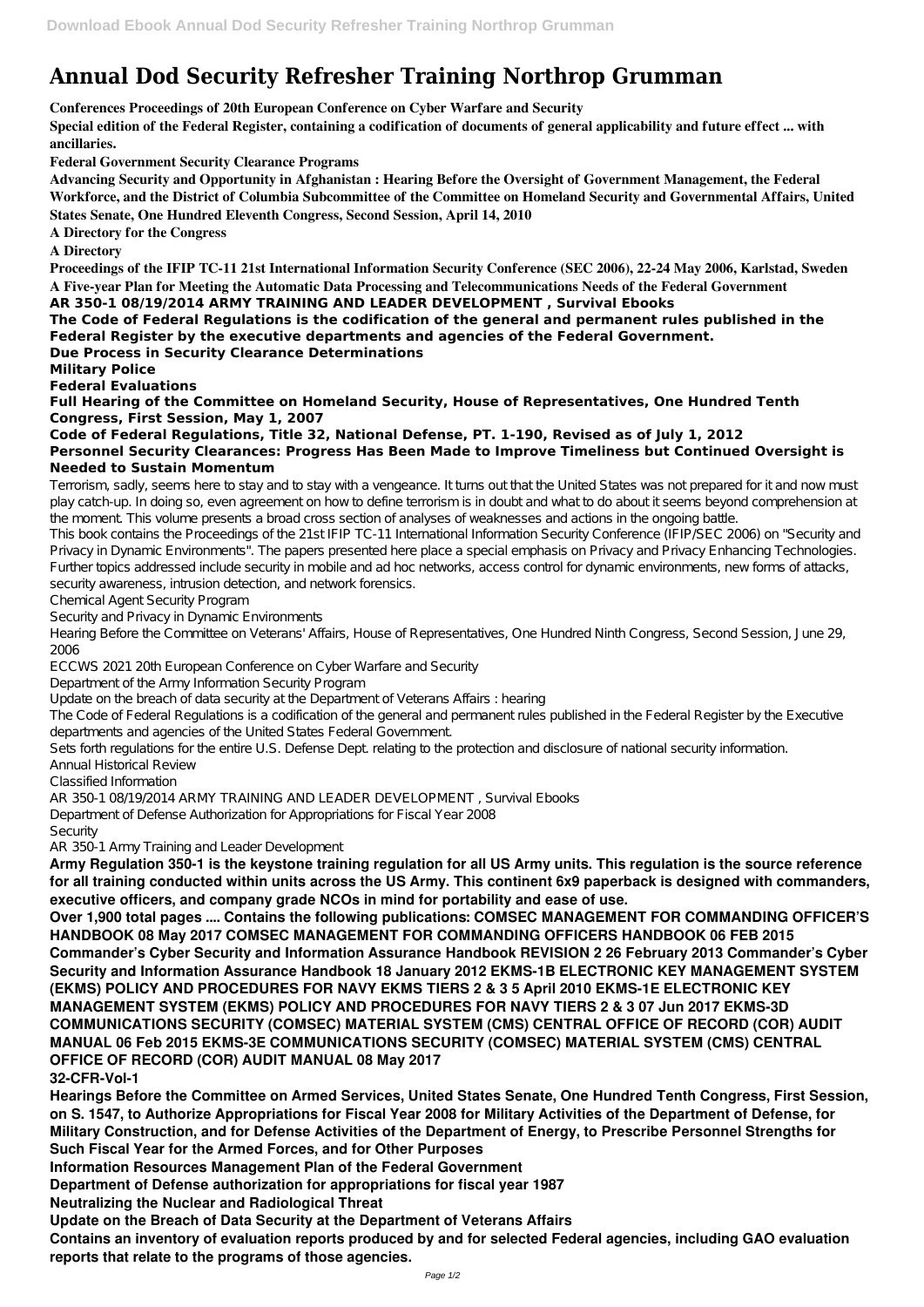# Annual Dod Security Refresher Training Northrop Grumman

**Conferences Proceedings of 20th European Conference on Cyber Warfare and Security**

**Special edition of the Federal Register, containing a codification of documents of general applicability and future effect ... with ancillaries.**

**Federal Government Security Clearance Programs**

**Advancing Security and Opportunity in Afghanistan : Hearing Before the Oversight of Government Management, the Federal Workforce, and the District of Columbia Subcommittee of the Committee on Homeland Security and Governmental Affairs, United States Senate, One Hundred Eleventh Congress, Second Session, April 14, 2010**

**A Directory for the Congress**

**A Directory**

**Proceedings of the IFIP TC-11 21st International Information Security Conference (SEC 2006), 22-24 May 2006, Karlstad, Sweden**

**A Five-year Plan for Meeting the Automatic Data Processing and Telecommunications Needs of the Federal Government**

**AR 350-1 08/19/2014 ARMY TRAINING AND LEADER DEVELOPMENT , Survival Ebooks**

**The Code of Federal Regulations is the codification of the general and permanent rules published in the Federal Register by the executive departments and agencies of the Federal Government.**

**Due Process in Security Clearance Determinations**

**Military Police**

**Federal Evaluations**

**Full Hearing of the Committee on Homeland Security, House of Representatives, One Hundred Tenth Congress, First Session, May 1, 2007**

**Code of Federal Regulations, Title 32, National Defense, PT. 1-190, Revised as of July 1, 2012**

**Personnel Security Clearances: Progress Has Been Made to Improve Timeliness but Continued Oversight is Needed to Sustain Momentum**

Terrorism, sadly, seems here to stay and to stay with a vengeance. It turns out that the United States was not prepared for it and now must play catch-up. In doing so, even agreement on how to define terrorism is in doubt and what to do about it seems beyond comprehension at the moment. This volume presents a broad cross section of analyses of weaknesses and actions in the ongoing battle.

This book contains the Proceedings of the 21st IFIP TC-11 International Information Security Conference (IFIP/SEC 2006) on "Security and Privacy in Dynamic Environments". The papers presented here place a special emphasis on Privacy and Privacy Enhancing Technologies. Further topics addressed include security in mobile and ad hoc networks, access control for dynamic environments, new forms of attacks, security awareness, intrusion detection, and network forensics.

Chemical Agent Security Program

Security and Privacy in Dynamic Environments

Hearing Before the Committee on Veterans' Affairs, House of Representatives, One Hundred Ninth Congress, Second Session, June 29, 2006

ECCWS 2021 20th European Conference on Cyber Warfare and Security

Department of the Army Information Security Program

Update on the breach of data security at the Department of Veterans Affairs : hearing

The Code of Federal Regulations is a codification of the general and permanent rules published in the Federal Register by the Executive departments and agencies of the United States Federal Government.

Sets forth regulations for the entire U.S. Defense Dept. relating to the protection and disclosure of national security information.

Annual Historical Review

Classified Information

AR 350-1 08/19/2014 ARMY TRAINING AND LEADER DEVELOPMENT , Survival Ebooks

Department of Defense Authorization for Appropriations for Fiscal Year 2008

Security

AR 350-1 Army Training and Leader Development

**Army Regulation 350-1 is the keystone training regulation for all US Army units. This regulation is the source reference for all training conducted within units across the US Army. This continent 6x9 paperback is designed with commanders, executive officers, and company grade NCOs in mind for portability and ease of use.**

**Over 1,900 total pages .... Contains the following publications: COMSEC MANAGEMENT FOR COMMANDING OFFICER'S HANDBOOK 08 May 2017 COMSEC MANAGEMENT FOR COMMANDING OFFICERS HANDBOOK 06 FEB 2015 Commander's Cyber Security and Information Assurance Handbook REVISION 2 26 February 2013 Commander's Cyber Security and Information Assurance Handbook 18 January 2012 EKMS-1B ELECTRONIC KEY MANAGEMENT SYSTEM (EKMS) POLICY AND PROCEDURES FOR NAVY EKMS TIERS 2 & 3 5 April 2010 EKMS-1E ELECTRONIC KEY MANAGEMENT SYSTEM (EKMS) POLICY AND PROCEDURES FOR NAVY TIERS 2 & 3 07 Jun 2017 EKMS-3D COMMUNICATIONS SECURITY (COMSEC) MATERIAL SYSTEM (CMS) CENTRAL OFFICE OF RECORD (COR) AUDIT MANUAL 06 Feb 2015 EKMS-3E COMMUNICATIONS SECURITY (COMSEC) MATERIAL SYSTEM (CMS) CENTRAL OFFICE OF RECORD (COR) AUDIT MANUAL 08 May 2017**

**32-CFR-Vol-1**

**Hearings Before the Committee on Armed Services, United States Senate, One Hundred Tenth Congress, First Session, on S. 1547, to Authorize Appropriations for Fiscal Year 2008 for Military Activities of the Department of Defense, for Military Construction, and for Defense Activities of the Department of Energy, to Prescribe Personnel Strengths for Such Fiscal Year for the Armed Forces, and for Other Purposes**

**Information Resources Management Plan of the Federal Government**

**Department of Defense authorization for appropriations for fiscal year 1987**

**Neutralizing the Nuclear and Radiological Threat**

**Update on the Breach of Data Security at the Department of Veterans Affairs**

**Contains an inventory of evaluation reports produced by and for selected Federal agencies, including GAO evaluation reports that relate to the programs of those agencies.**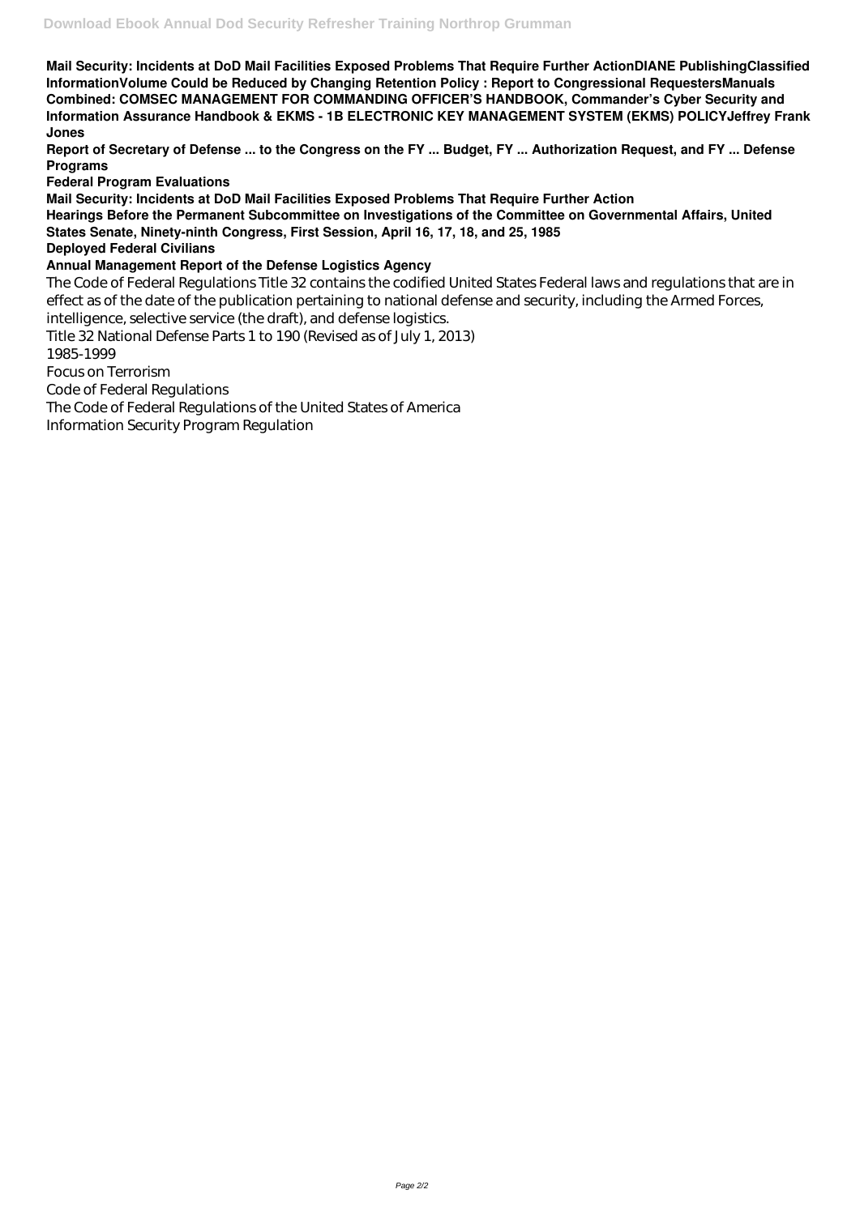**Mail Security: Incidents at DoD Mail Facilities Exposed Problems That Require Further ActionDIANE PublishingClassified InformationVolume Could be Reduced by Changing Retention Policy : Report to Congressional RequestersManuals Combined: COMSEC MANAGEMENT FOR COMMANDING OFFICER'S HANDBOOK, Commander's Cyber Security and Information Assurance Handbook & EKMS - 1B ELECTRONIC KEY MANAGEMENT SYSTEM (EKMS) POLICYJeffrey Frank Jones**

**Report of Secretary of Defense ... to the Congress on the FY ... Budget, FY ... Authorization Request, and FY ... Defense Programs**

**Federal Program Evaluations**

**Mail Security: Incidents at DoD Mail Facilities Exposed Problems That Require Further Action**

**Hearings Before the Permanent Subcommittee on Investigations of the Committee on Governmental Affairs, United States Senate, Ninety-ninth Congress, First Session, April 16, 17, 18, and 25, 1985**

**Deployed Federal Civilians**

**Annual Management Report of the Defense Logistics Agency**

The Code of Federal Regulations Title 32 contains the codified United States Federal laws and regulations that are in effect as of the date of the publication pertaining to national defense and security, including the Armed Forces, intelligence, selective service (the draft), and defense logistics.

Title 32 National Defense Parts 1 to 190 (Revised as of July 1, 2013)

1985-1999

Focus on Terrorism

Code of Federal Regulations

The Code of Federal Regulations of the United States of America

Information Security Program Regulation